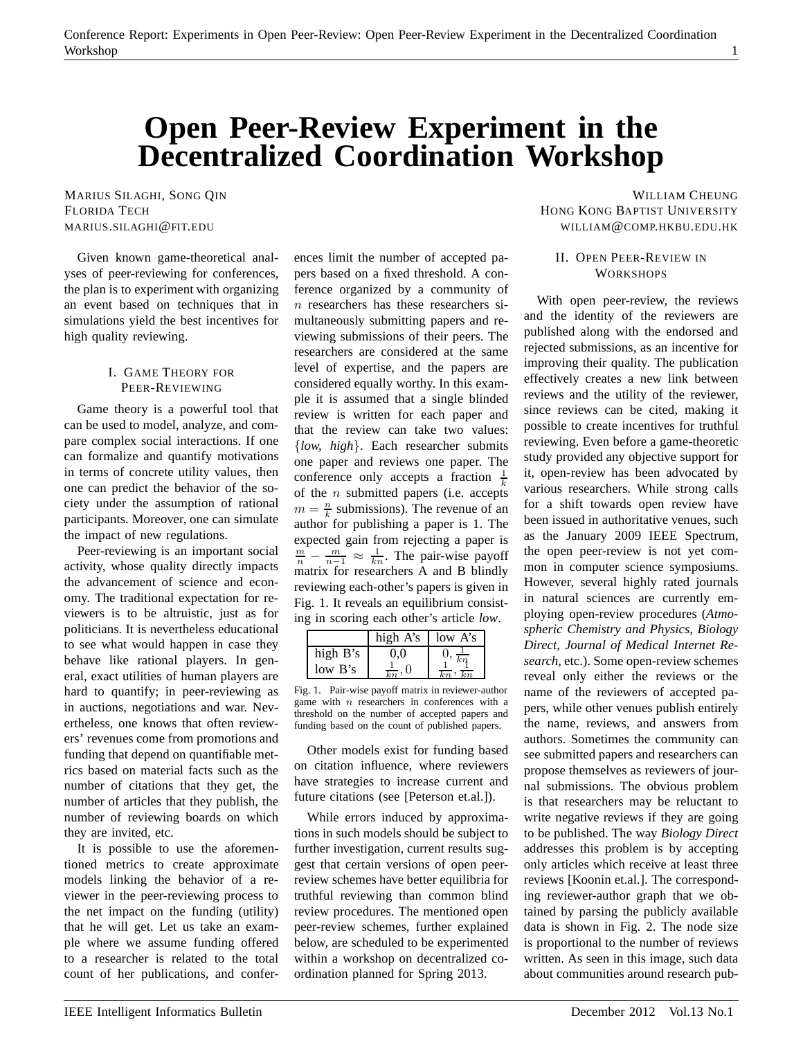# Open Peer-Review Experiment in the Decentralized Coordination Workshop

Marius Silaghi, Song Qin
Florida Tech
marius.silaghi@fit.edu

William Cheung
Hong Kong Baptist University
william@comp.hkbu.edu.hk

Given known game-theoretical analyses of peer-reviewing for conferences, the plan is to experiment with organizing an event based on techniques that in simulations yield the best incentives for high quality reviewing.

## I. Game Theory for Peer-Reviewing

Game theory is a powerful tool that can be used to model, analyze, and compare complex social interactions. If one can formalize and quantify motivations in terms of concrete utility values, then one can predict the behavior of the society under the assumption of rational participants. Moreover, one can simulate the impact of new regulations.

Peer-reviewing is an important social activity, whose quality directly impacts the advancement of science and economy. The traditional expectation for reviewers is to be altruistic, just as for politicians. It is nevertheless educational to see what would happen in case they behave like rational players. In general, exact utilities of human players are hard to quantify; in peer-reviewing as in auctions, negotiations and war. Nevertheless, one knows that often reviewers' revenues come from promotions and funding that depend on quantifiable metrics based on material facts such as the number of citations that they get, the number of articles that they publish, the number of reviewing boards on which they are invited, etc.

It is possible to use the aforementioned metrics to create approximate models linking the behavior of a reviewer in the peer-reviewing process to the net impact on the funding (utility) that he will get. Let us take an example where we assume funding offered to a researcher is related to the total count of her publications, and conferences limit the number of accepted papers based on a fixed threshold. A conference organized by a community of $n$ researchers has these researchers simultaneously submitting papers and reviewing submissions of their peers. The researchers are considered at the same level of expertise, and the papers are considered equally worthy. In this example it is assumed that a single blinded review is written for each paper and that the review can take two values: $\{$*low, high*$\}$. Each researcher submits one paper and reviews one paper. The conference only accepts a fraction $\frac{1}{k}$ of the $n$ submitted papers (i.e. accepts $m = \frac{n}{k}$ submissions). The revenue of an author for publishing a paper is 1. The expected gain from rejecting a paper is $\frac{m}{n} - \frac{m}{n-1} \approx \frac{1}{kn}$. The pair-wise payoff matrix for researchers A and B blindly reviewing each-other's papers is given in Fig. 1. It reveals an equilibrium consisting in scoring each other's article *low*.

| | high A's | low A's |
|---|---|---|
| high B's | 0,0 | $0, \frac{1}{kn}$ |
| low B's | $\frac{1}{kn}, 0$ | $\frac{1}{kn}, \frac{1}{kn}$ |

Fig. 1. Pair-wise payoff matrix in reviewer-author game with $n$ researchers in conferences with a threshold on the number of accepted papers and funding based on the count of published papers.

Other models exist for funding based on citation influence, where reviewers have strategies to increase current and future citations (see [Peterson et.al.]).

While errors induced by approximations in such models should be subject to further investigation, current results suggest that certain versions of open peer-review schemes have better equilibria for truthful reviewing than common blind review procedures. The mentioned open peer-review schemes, further explained below, are scheduled to be experimented within a workshop on decentralized coordination planned for Spring 2013.

## II. Open Peer-Review in Workshops

With open peer-review, the reviews and the identity of the reviewers are published along with the endorsed and rejected submissions, as an incentive for improving their quality. The publication effectively creates a new link between reviews and the utility of the reviewer, since reviews can be cited, making it possible to create incentives for truthful reviewing. Even before a game-theoretic study provided any objective support for it, open-review has been advocated by various researchers. While strong calls for a shift towards open review have been issued in authoritative venues, such as the January 2009 IEEE Spectrum, the open peer-review is not yet common in computer science symposiums. However, several highly rated journals in natural sciences are currently employing open-review procedures (*Atmospheric Chemistry and Physics*, *Biology Direct*, *Journal of Medical Internet Research*, etc.). Some open-review schemes reveal only either the reviews or the name of the reviewers of accepted papers, while other venues publish entirely the name, reviews, and answers from authors. Sometimes the community can see submitted papers and researchers can propose themselves as reviewers of journal submissions. The obvious problem is that researchers may be reluctant to write negative reviews if they are going to be published. The way *Biology Direct* addresses this problem is by accepting only articles which receive at least three reviews [Koonin et.al.]. The corresponding reviewer-author graph that we obtained by parsing the publicly available data is shown in Fig. 2. The node size is proportional to the number of reviews written. As seen in this image, such data about communities around research pub-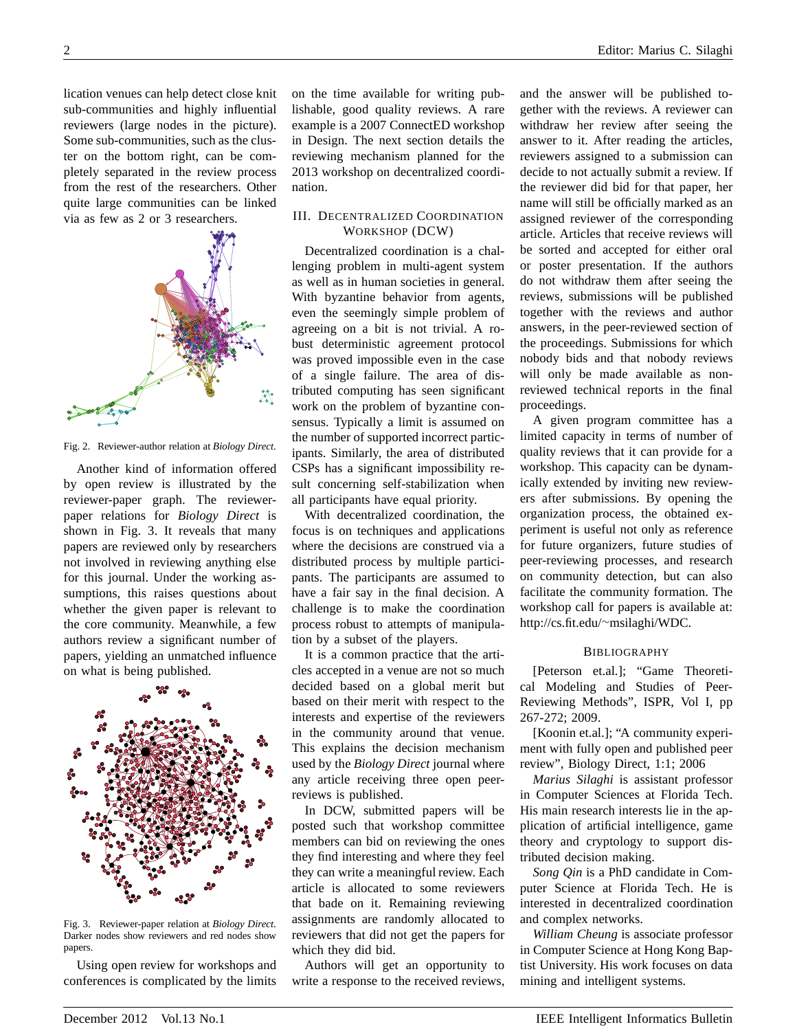lication venues can help detect close knit sub-communities and highly influential reviewers (large nodes in the picture). Some sub-communities, such as the cluster on the bottom right, can be completely separated in the review process from the rest of the researchers. Other quite large communities can be linked via as few as 2 or 3 researchers.

Fig. 2. Reviewer-author relation at *Biology Direct*.

Another kind of information offered by open review is illustrated by the reviewer-paper graph. The reviewer-paper relations for *Biology Direct* is shown in Fig. 3. It reveals that many papers are reviewed only by researchers not involved in reviewing anything else for this journal. Under the working assumptions, this raises questions about whether the given paper is relevant to the core community. Meanwhile, a few authors review a significant number of papers, yielding an unmatched influence on what is being published.

Fig. 3. Reviewer-paper relation at *Biology Direct*. Darker nodes show reviewers and red nodes show papers.

Using open review for workshops and conferences is complicated by the limits on the time available for writing publishable, good quality reviews. A rare example is a 2007 ConnectED workshop in Design. The next section details the reviewing mechanism planned for the 2013 workshop on decentralized coordination.

## III. Decentralized Coordination Workshop (DCW)

Decentralized coordination is a challenging problem in multi-agent system as well as in human societies in general. With byzantine behavior from agents, even the seemingly simple problem of agreeing on a bit is not trivial. A robust deterministic agreement protocol was proved impossible even in the case of a single failure. The area of distributed computing has seen significant work on the problem of byzantine consensus. Typically a limit is assumed on the number of supported incorrect participants. Similarly, the area of distributed CSPs has a significant impossibility result concerning self-stabilization when all participants have equal priority.

With decentralized coordination, the focus is on techniques and applications where the decisions are construed via a distributed process by multiple participants. The participants are assumed to have a fair say in the final decision. A challenge is to make the coordination process robust to attempts of manipulation by a subset of the players.

It is a common practice that the articles accepted in a venue are not so much decided based on a global merit but based on their merit with respect to the interests and expertise of the reviewers in the community around that venue. This explains the decision mechanism used by the *Biology Direct* journal where any article receiving three open peer-reviews is published.

In DCW, submitted papers will be posted such that workshop committee members can bid on reviewing the ones they find interesting and where they feel they can write a meaningful review. Each article is allocated to some reviewers that bade on it. Remaining reviewing assignments are randomly allocated to reviewers that did not get the papers for which they did bid.

Authors will get an opportunity to write a response to the received reviews, and the answer will be published together with the reviews. A reviewer can withdraw her review after seeing the answer to it. After reading the articles, reviewers assigned to a submission can decide to not actually submit a review. If the reviewer did bid for that paper, her name will still be officially marked as an assigned reviewer of the corresponding article. Articles that receive reviews will be sorted and accepted for either oral or poster presentation. If the authors do not withdraw them after seeing the reviews, submissions will be published together with the reviews and author answers, in the peer-reviewed section of the proceedings. Submissions for which nobody bids and that nobody reviews will only be made available as non-reviewed technical reports in the final proceedings.

A given program committee has a limited capacity in terms of number of quality reviews that it can provide for a workshop. This capacity can be dynamically extended by inviting new reviewers after submissions. By opening the organization process, the obtained experiment is useful not only as reference for future organizers, future studies of peer-reviewing processes, and research on community detection, but can also facilitate the community formation. The workshop call for papers is available at: http://cs.fit.edu/~msilaghi/WDC.

## Bibliography

[Peterson et.al.]; "Game Theoretical Modeling and Studies of Peer-Reviewing Methods", ISPR, Vol I, pp 267-272; 2009.

[Koonin et.al.]; "A community experiment with fully open and published peer review", Biology Direct, 1:1; 2006

*Marius Silaghi* is assistant professor in Computer Sciences at Florida Tech. His main research interests lie in the application of artificial intelligence, game theory and cryptology to support distributed decision making.

*Song Qin* is a PhD candidate in Computer Science at Florida Tech. He is interested in decentralized coordination and complex networks.

*William Cheung* is associate professor in Computer Science at Hong Kong Baptist University. His work focuses on data mining and intelligent systems.